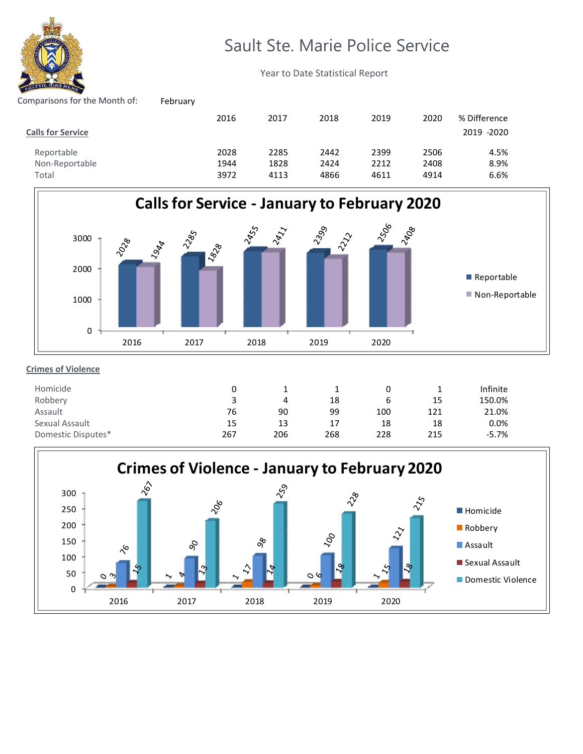# Sault Ste. Marie Police Service

Year to Date Statistical Report

Comparisons for the Month of: February

| Calls for Service | 2016 | 2017 | 2018 | 2019 | 2020 | % Difference 2019 -2020 |
|---|---|---|---|---|---|---|
| Reportable | 2028 | 2285 | 2442 | 2399 | 2506 | 4.5% |
| Non-Reportable | 1944 | 1828 | 2424 | 2212 | 2408 | 8.9% |
| Total | 3972 | 4113 | 4866 | 4611 | 4914 | 6.6% |

## Calls for Service - January to February 2020

| | 2016 | 2017 | 2018 | 2019 | 2020 |
|---|---|---|---|---|---|
| Reportable | 2028 | 2285 | 2455 | 2399 | 2506 |
| Non-Reportable | 1944 | 1828 | 2411 | 2212 | 2408 |

| Crimes of Violence | 2016 | 2017 | 2018 | 2019 | 2020 | % Difference 2019 -2020 |
|---|---|---|---|---|---|---|
| Homicide | 0 | 1 | 1 | 0 | 1 | Infinite |
| Robbery | 3 | 4 | 18 | 6 | 15 | 150.0% |
| Assault | 76 | 90 | 99 | 100 | 121 | 21.0% |
| Sexual Assault | 15 | 13 | 17 | 18 | 18 | 0.0% |
| Domestic Disputes* | 267 | 206 | 268 | 228 | 215 | -5.7% |

## Crimes of Violence - January to February 2020

| | 2016 | 2017 | 2018 | 2019 | 2020 |
|---|---|---|---|---|---|
| Homicide | 0 | 1 | 1 | 0 | 1 |
| Robbery | 3 | 4 | 17 | 6 | 15 |
| Assault | 76 | 90 | 98 | 100 | 121 |
| Sexual Assault | 15 | 13 | 14 | 18 | 18 |
| Domestic Violence | 267 | 206 | 259 | 228 | 215 |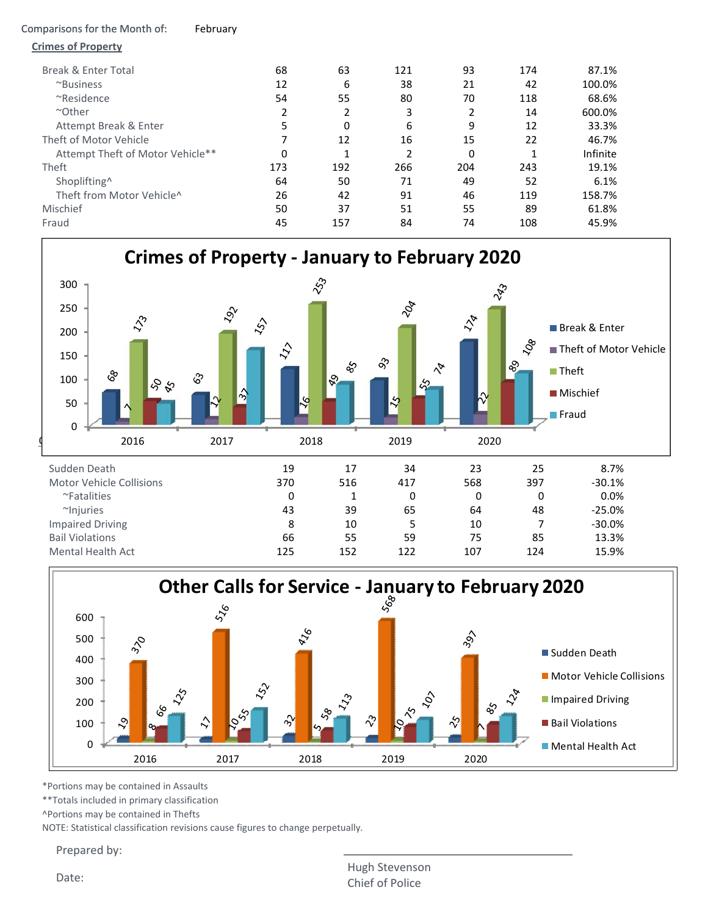Comparisons for the Month of: February

**Crimes of Property**

| | | | | | | |
|---|---|---|---|---|---|---|
| Break & Enter Total | 68 | 63 | 121 | 93 | 174 | 87.1% |
| ~Business | 12 | 6 | 38 | 21 | 42 | 100.0% |
| ~Residence | 54 | 55 | 80 | 70 | 118 | 68.6% |
| ~Other | 2 | 2 | 3 | 2 | 14 | 600.0% |
| Attempt Break & Enter | 5 | 0 | 6 | 9 | 12 | 33.3% |
| Theft of Motor Vehicle | 7 | 12 | 16 | 15 | 22 | 46.7% |
| Attempt Theft of Motor Vehicle** | 0 | 1 | 2 | 0 | 1 | Infinite |
| Theft | 173 | 192 | 266 | 204 | 243 | 19.1% |
| Shoplifting^ | 64 | 50 | 71 | 49 | 52 | 6.1% |
| Theft from Motor Vehicle^ | 26 | 42 | 91 | 46 | 119 | 158.7% |
| Mischief | 50 | 37 | 51 | 55 | 89 | 61.8% |
| Fraud | 45 | 157 | 84 | 74 | 108 | 45.9% |

**Crimes of Property - January to February 2020**

300
250
200
150
100
50
0

2016: 68, 7, 173, 50, 45
2017: 63, 12, 192, 37, 157
2018: 117, 16, 253, 49, 85
2019: 93, 15, 204, 55, 74
2020: 174, 22, 243, 89, 108

Break & Enter
Theft of Motor Vehicle
Theft
Mischief
Fraud

| | | | | | | |
|---|---|---|---|---|---|---|
| Sudden Death | 19 | 17 | 34 | 23 | 25 | 8.7% |
| Motor Vehicle Collisions | 370 | 516 | 417 | 568 | 397 | -30.1% |
| ~Fatalities | 0 | 1 | 0 | 0 | 0 | 0.0% |
| ~Injuries | 43 | 39 | 65 | 64 | 48 | -25.0% |
| Impaired Driving | 8 | 10 | 5 | 10 | 7 | -30.0% |
| Bail Violations | 66 | 55 | 59 | 75 | 85 | 13.3% |
| Mental Health Act | 125 | 152 | 122 | 107 | 124 | 15.9% |

**Other Calls for Service - January to February 2020**

600
500
400
300
200
100
0

2016: 19, 370, 8, 66, 125
2017: 17, 516, 10, 55, 152
2018: 32, 416, 5, 58, 113
2019: 23, 568, 10, 75, 107
2020: 25, 397, 7, 85, 124

Sudden Death
Motor Vehicle Collisions
Impaired Driving
Bail Violations
Mental Health Act

*Portions may be contained in Assaults
**Totals included in primary classification
^Portions may be contained in Thefts
NOTE: Statistical classification revisions cause figures to change perpetually.

Prepared by:

Date:

Hugh Stevenson
Chief of Police